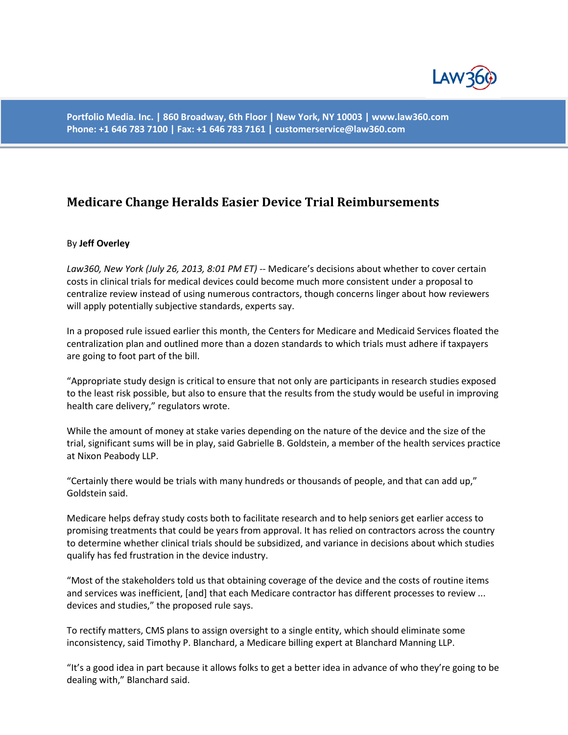Portfolio Media. Inc. | 860 Broadway, 6th Floor | New York, NY 10003 | www.law360.com
Phone: +1 646 783 7100 | Fax: +1 646 783 7161 | customerservice@law360.com

## Medicare Change Heralds Easier Device Trial Reimbursements

By **Jeff Overley**

*Law360, New York (July 26, 2013, 8:01 PM ET)* -- Medicare's decisions about whether to cover certain costs in clinical trials for medical devices could become much more consistent under a proposal to centralize review instead of using numerous contractors, though concerns linger about how reviewers will apply potentially subjective standards, experts say.

In a proposed rule issued earlier this month, the Centers for Medicare and Medicaid Services floated the centralization plan and outlined more than a dozen standards to which trials must adhere if taxpayers are going to foot part of the bill.

"Appropriate study design is critical to ensure that not only are participants in research studies exposed to the least risk possible, but also to ensure that the results from the study would be useful in improving health care delivery," regulators wrote.

While the amount of money at stake varies depending on the nature of the device and the size of the trial, significant sums will be in play, said Gabrielle B. Goldstein, a member of the health services practice at Nixon Peabody LLP.

"Certainly there would be trials with many hundreds or thousands of people, and that can add up," Goldstein said.

Medicare helps defray study costs both to facilitate research and to help seniors get earlier access to promising treatments that could be years from approval. It has relied on contractors across the country to determine whether clinical trials should be subsidized, and variance in decisions about which studies qualify has fed frustration in the device industry.

"Most of the stakeholders told us that obtaining coverage of the device and the costs of routine items and services was inefficient, [and] that each Medicare contractor has different processes to review ... devices and studies," the proposed rule says.

To rectify matters, CMS plans to assign oversight to a single entity, which should eliminate some inconsistency, said Timothy P. Blanchard, a Medicare billing expert at Blanchard Manning LLP.

"It's a good idea in part because it allows folks to get a better idea in advance of who they're going to be dealing with," Blanchard said.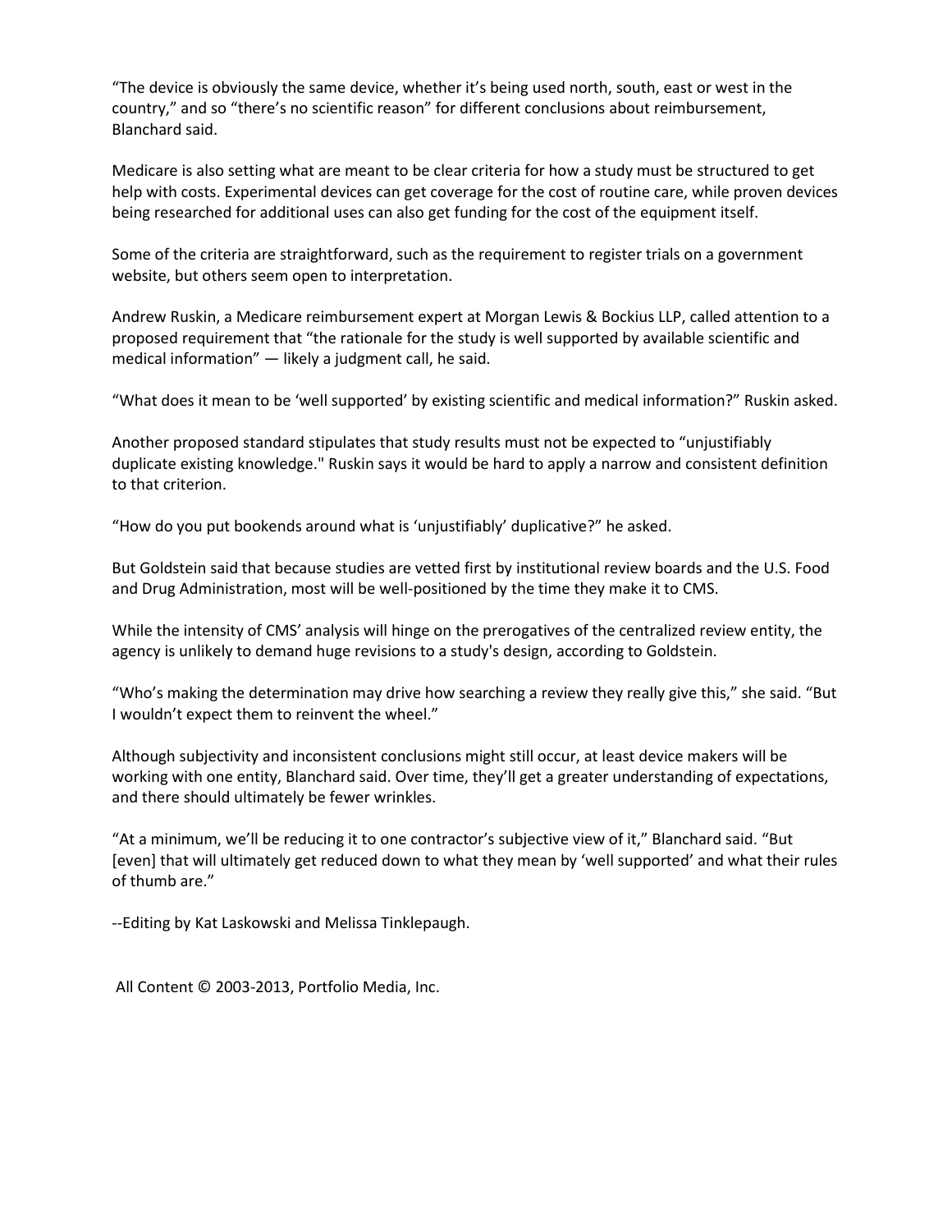"The device is obviously the same device, whether it's being used north, south, east or west in the country," and so "there's no scientific reason" for different conclusions about reimbursement, Blanchard said.

Medicare is also setting what are meant to be clear criteria for how a study must be structured to get help with costs. Experimental devices can get coverage for the cost of routine care, while proven devices being researched for additional uses can also get funding for the cost of the equipment itself.

Some of the criteria are straightforward, such as the requirement to register trials on a government website, but others seem open to interpretation.

Andrew Ruskin, a Medicare reimbursement expert at Morgan Lewis & Bockius LLP, called attention to a proposed requirement that "the rationale for the study is well supported by available scientific and medical information" — likely a judgment call, he said.

"What does it mean to be 'well supported' by existing scientific and medical information?" Ruskin asked.

Another proposed standard stipulates that study results must not be expected to "unjustifiably duplicate existing knowledge." Ruskin says it would be hard to apply a narrow and consistent definition to that criterion.

"How do you put bookends around what is 'unjustifiably' duplicative?" he asked.

But Goldstein said that because studies are vetted first by institutional review boards and the U.S. Food and Drug Administration, most will be well-positioned by the time they make it to CMS.

While the intensity of CMS' analysis will hinge on the prerogatives of the centralized review entity, the agency is unlikely to demand huge revisions to a study's design, according to Goldstein.

"Who's making the determination may drive how searching a review they really give this," she said. "But I wouldn't expect them to reinvent the wheel."

Although subjectivity and inconsistent conclusions might still occur, at least device makers will be working with one entity, Blanchard said. Over time, they'll get a greater understanding of expectations, and there should ultimately be fewer wrinkles.

"At a minimum, we'll be reducing it to one contractor's subjective view of it," Blanchard said. "But [even] that will ultimately get reduced down to what they mean by 'well supported' and what their rules of thumb are."

--Editing by Kat Laskowski and Melissa Tinklepaugh.

All Content © 2003-2013, Portfolio Media, Inc.